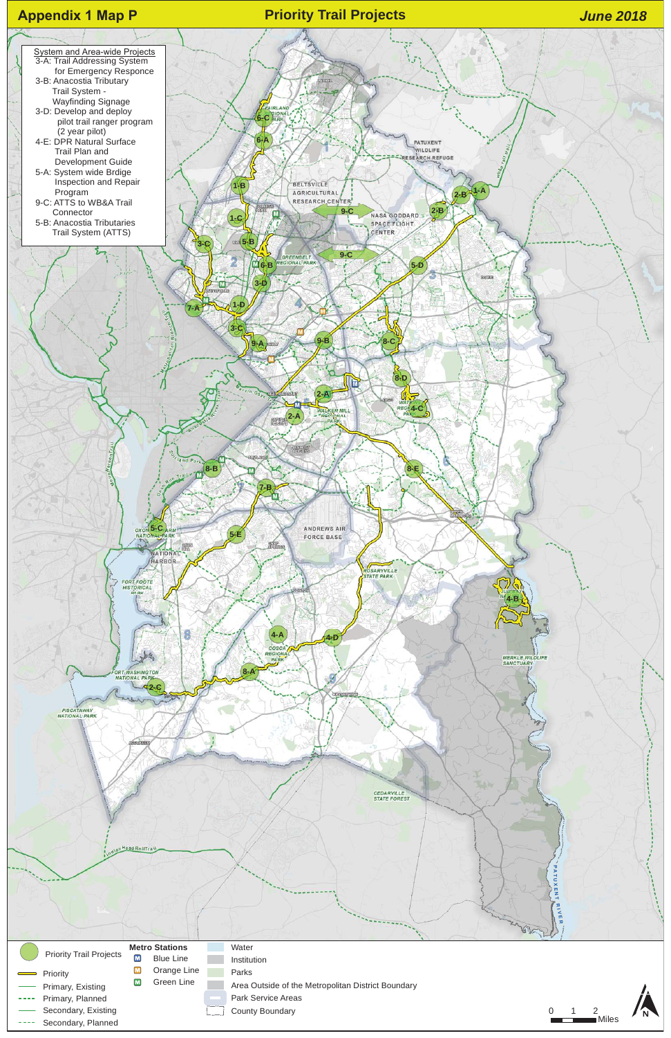# Appendix 1 Map P

## Priority Trail Projects

*June 2018*

**System and Area-wide Projects**

- 3-A: Trail Addressing System for Emergency Responce
- 3-B: Anacostia Tributary Trail System - Wayfinding Signage
- 3-D: Develop and deploy pilot trail ranger program (2 year pilot)
- 4-E: DPR Natural Surface Trail Plan and Development Guide
- 5-A: System wide Brdige Inspection and Repair Program
- 9-C: ATTS to WB&A Trail Connector
- 5-B: Anacostia Tributaries Trail System (ATTS)

**Legend**

- Priority Trail Projects
- Priority
- Primary, Existing
- Primary, Planned
- Secondary, Existing
- Secondary, Planned

**Metro Stations**

- Blue Line
- Orange Line
- Green Line

- Water
- Institution
- Parks
- Area Outside of the Metropolitan District Boundary
- Park Service Areas
- County Boundary

0 1 2 Miles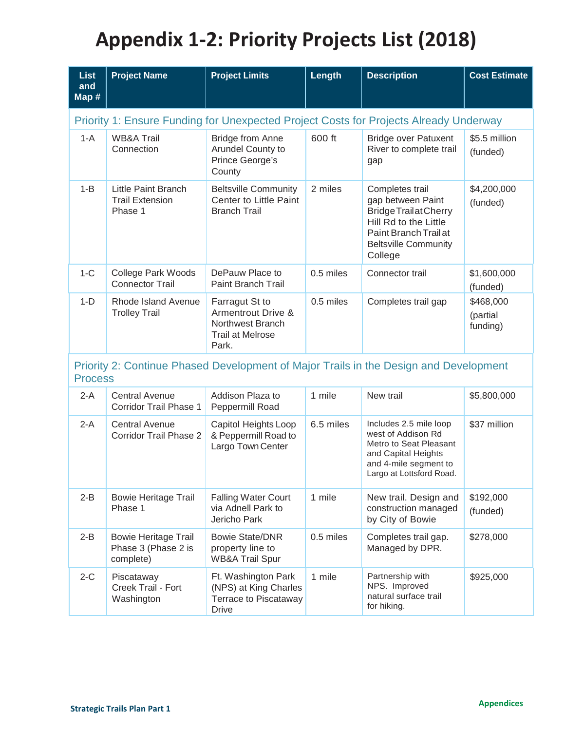# Appendix 1-2: Priority Projects List (2018)

| List and Map # | Project Name | Project Limits | Length | Description | Cost Estimate |
|---|---|---|---|---|---|
| **Priority 1: Ensure Funding for Unexpected Project Costs for Projects Already Underway** | | | | | |
| 1-A | WB&A Trail Connection | Bridge from Anne Arundel County to Prince George's County | 600 ft | Bridge over Patuxent River to complete trail gap | $5.5 million (funded) |
| 1-B | Little Paint Branch Trail Extension Phase 1 | Beltsville Community Center to Little Paint Branch Trail | 2 miles | Completes trail gap between Paint Bridge Trail at Cherry Hill Rd to the Little Paint Branch Trail at Beltsville Community College | $4,200,000 (funded) |
| 1-C | College Park Woods Connector Trail | DePauw Place to Paint Branch Trail | 0.5 miles | Connector trail | $1,600,000 (funded) |
| 1-D | Rhode Island Avenue Trolley Trail | Farragut St to Armentrout Drive & Northwest Branch Trail at Melrose Park. | 0.5 miles | Completes trail gap | $468,000 (partial funding) |
| **Priority 2: Continue Phased Development of Major Trails in the Design and Development Process** | | | | | |
| 2-A | Central Avenue Corridor Trail Phase 1 | Addison Plaza to Peppermill Road | 1 mile | New trail | $5,800,000 |
| 2-A | Central Avenue Corridor Trail Phase 2 | Capitol Heights Loop & Peppermill Road to Largo Town Center | 6.5 miles | Includes 2.5 mile loop west of Addison Rd Metro to Seat Pleasant and Capital Heights and 4-mile segment to Largo at Lottsford Road. | $37 million |
| 2-B | Bowie Heritage Trail Phase 1 | Falling Water Court via Adnell Park to Jericho Park | 1 mile | New trail. Design and construction managed by City of Bowie | $192,000 (funded) |
| 2-B | Bowie Heritage Trail Phase 3 (Phase 2 is complete) | Bowie State/DNR property line to WB&A Trail Spur | 0.5 miles | Completes trail gap. Managed by DPR. | $278,000 |
| 2-C | Piscataway Creek Trail - Fort Washington | Ft. Washington Park (NPS) at King Charles Terrace to Piscataway Drive | 1 mile | Partnership with NPS. Improved natural surface trail for hiking. | $925,000 |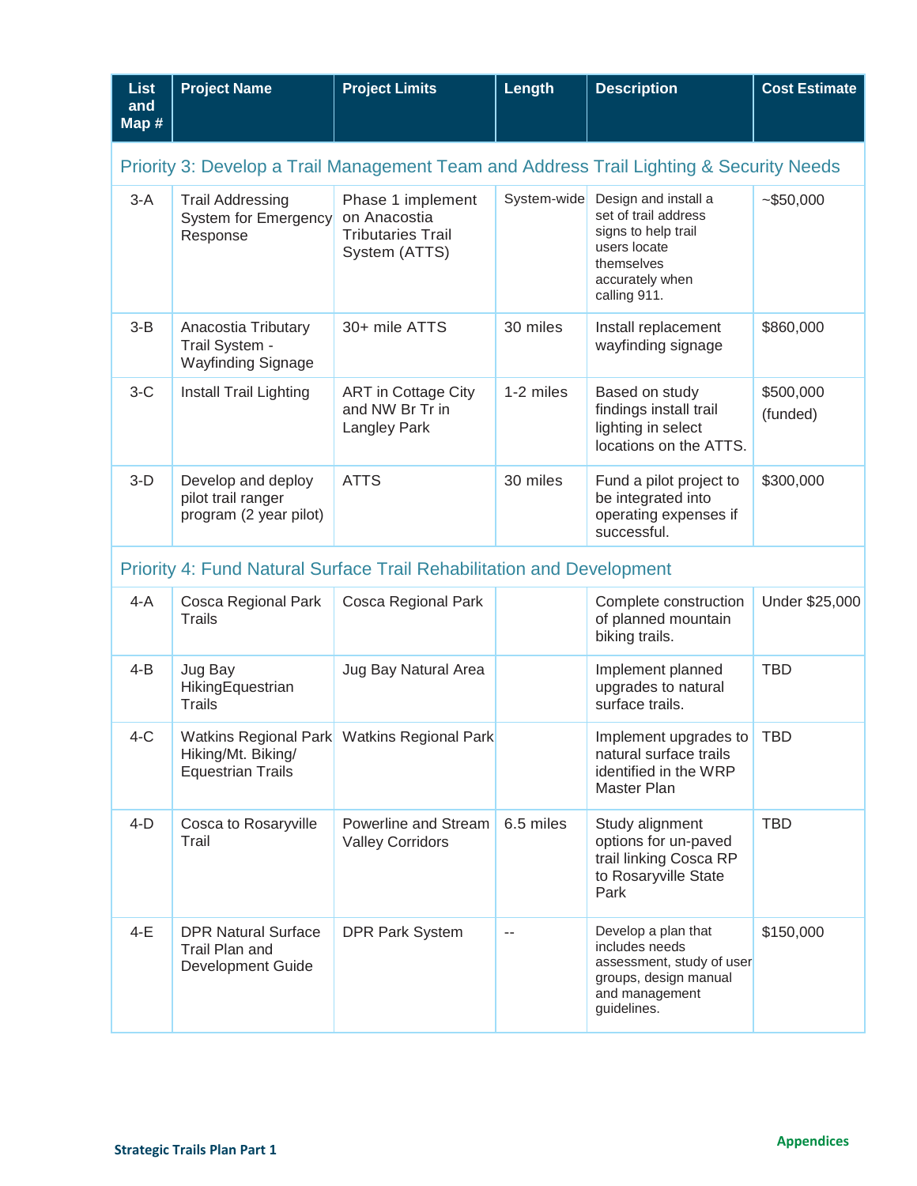| List and Map # | Project Name | Project Limits | Length | Description | Cost Estimate |
|---|---|---|---|---|---|
| **Priority 3: Develop a Trail Management Team and Address Trail Lighting & Security Needs** | | | | | |
| 3-A | Trail Addressing System for Emergency Response | Phase 1 implement on Anacostia Tributaries Trail System (ATTS) | System-wide | Design and install a set of trail address signs to help trail users locate themselves accurately when calling 911. | ~$50,000 |
| 3-B | Anacostia Tributary Trail System - Wayfinding Signage | 30+ mile ATTS | 30 miles | Install replacement wayfinding signage | $860,000 |
| 3-C | Install Trail Lighting | ART in Cottage City and NW Br Tr in Langley Park | 1-2 miles | Based on study findings install trail lighting in select locations on the ATTS. | $500,000 (funded) |
| 3-D | Develop and deploy pilot trail ranger program (2 year pilot) | ATTS | 30 miles | Fund a pilot project to be integrated into operating expenses if successful. | $300,000 |
| **Priority 4: Fund Natural Surface Trail Rehabilitation and Development** | | | | | |
| 4-A | Cosca Regional Park Trails | Cosca Regional Park | | Complete construction of planned mountain biking trails. | Under $25,000 |
| 4-B | Jug Bay HikingEquestrian Trails | Jug Bay Natural Area | | Implement planned upgrades to natural surface trails. | TBD |
| 4-C | Watkins Regional Park Hiking/Mt. Biking/ Equestrian Trails | Watkins Regional Park | | Implement upgrades to natural surface trails identified in the WRP Master Plan | TBD |
| 4-D | Cosca to Rosaryville Trail | Powerline and Stream Valley Corridors | 6.5 miles | Study alignment options for un-paved trail linking Cosca RP to Rosaryville State Park | TBD |
| 4-E | DPR Natural Surface Trail Plan and Development Guide | DPR Park System | -- | Develop a plan that includes needs assessment, study of user groups, design manual and management guidelines. | $150,000 |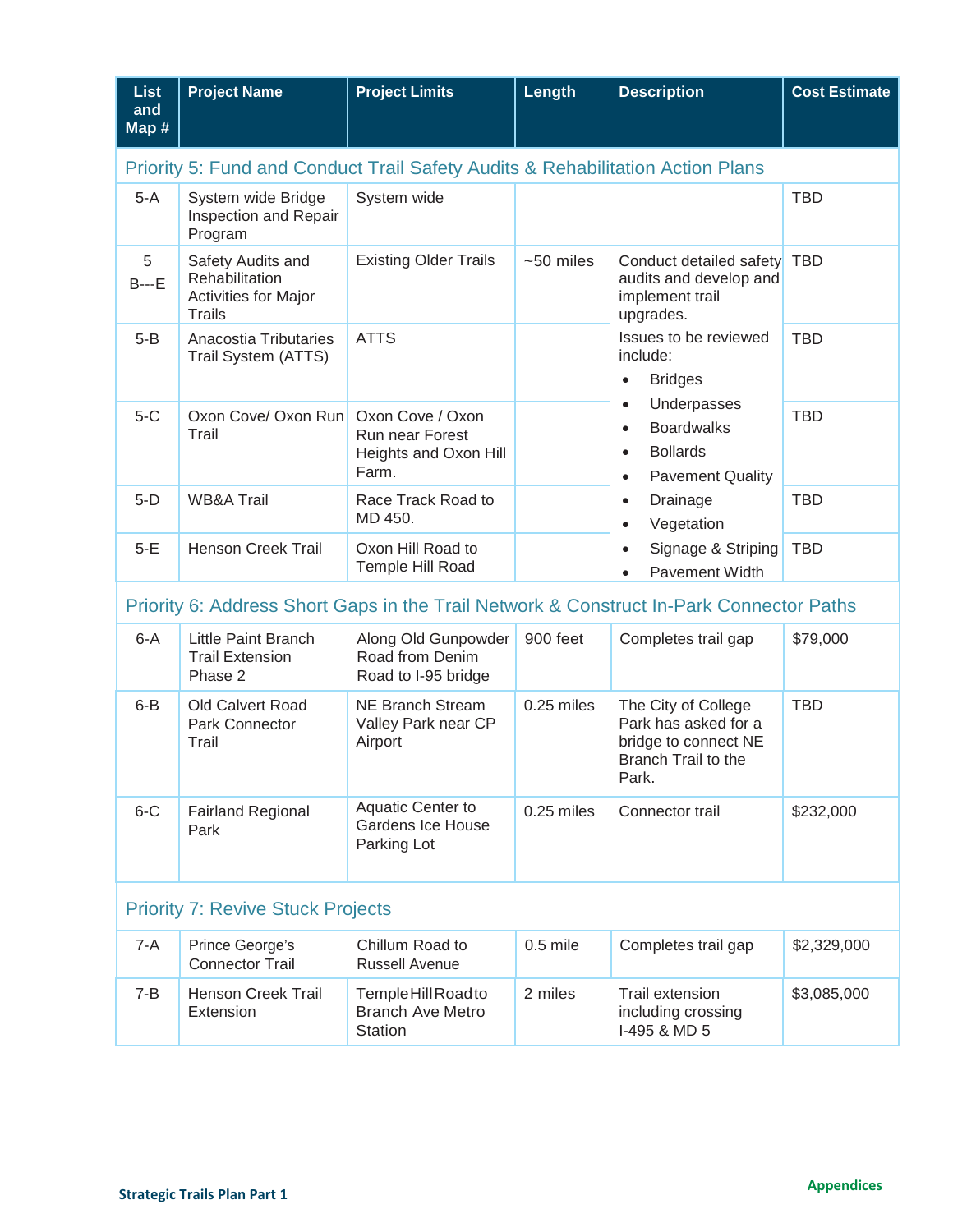| List and Map # | Project Name | Project Limits | Length | Description | Cost Estimate |
|---|---|---|---|---|---|
| **Priority 5: Fund and Conduct Trail Safety Audits & Rehabilitation Action Plans** | | | | | |
| 5-A | System wide Bridge Inspection and Repair Program | System wide | | | TBD |
| 5 B---E | Safety Audits and Rehabilitation Activities for Major Trails | Existing Older Trails | ~50 miles | Conduct detailed safety audits and develop and implement trail upgrades. | TBD |
| 5-B | Anacostia Tributaries Trail System (ATTS) | ATTS | | Issues to be reviewed include: • Bridges • Underpasses • Boardwalks • Bollards • Pavement Quality • Drainage • Vegetation • Signage & Striping • Pavement Width | TBD |
| 5-C | Oxon Cove/ Oxon Run Trail | Oxon Cove / Oxon Run near Forest Heights and Oxon Hill Farm. | | | TBD |
| 5-D | WB&A Trail | Race Track Road to MD 450. | | | TBD |
| 5-E | Henson Creek Trail | Oxon Hill Road to Temple Hill Road | | | TBD |
| **Priority 6: Address Short Gaps in the Trail Network & Construct In-Park Connector Paths** | | | | | |
| 6-A | Little Paint Branch Trail Extension Phase 2 | Along Old Gunpowder Road from Denim Road to I-95 bridge | 900 feet | Completes trail gap | $79,000 |
| 6-B | Old Calvert Road Park Connector Trail | NE Branch Stream Valley Park near CP Airport | 0.25 miles | The City of College Park has asked for a bridge to connect NE Branch Trail to the Park. | TBD |
| 6-C | Fairland Regional Park | Aquatic Center to Gardens Ice House Parking Lot | 0.25 miles | Connector trail | $232,000 |
| **Priority 7: Revive Stuck Projects** | | | | | |
| 7-A | Prince George's Connector Trail | Chillum Road to Russell Avenue | 0.5 mile | Completes trail gap | $2,329,000 |
| 7-B | Henson Creek Trail Extension | Temple Hill Road to Branch Ave Metro Station | 2 miles | Trail extension including crossing I-495 & MD 5 | $3,085,000 |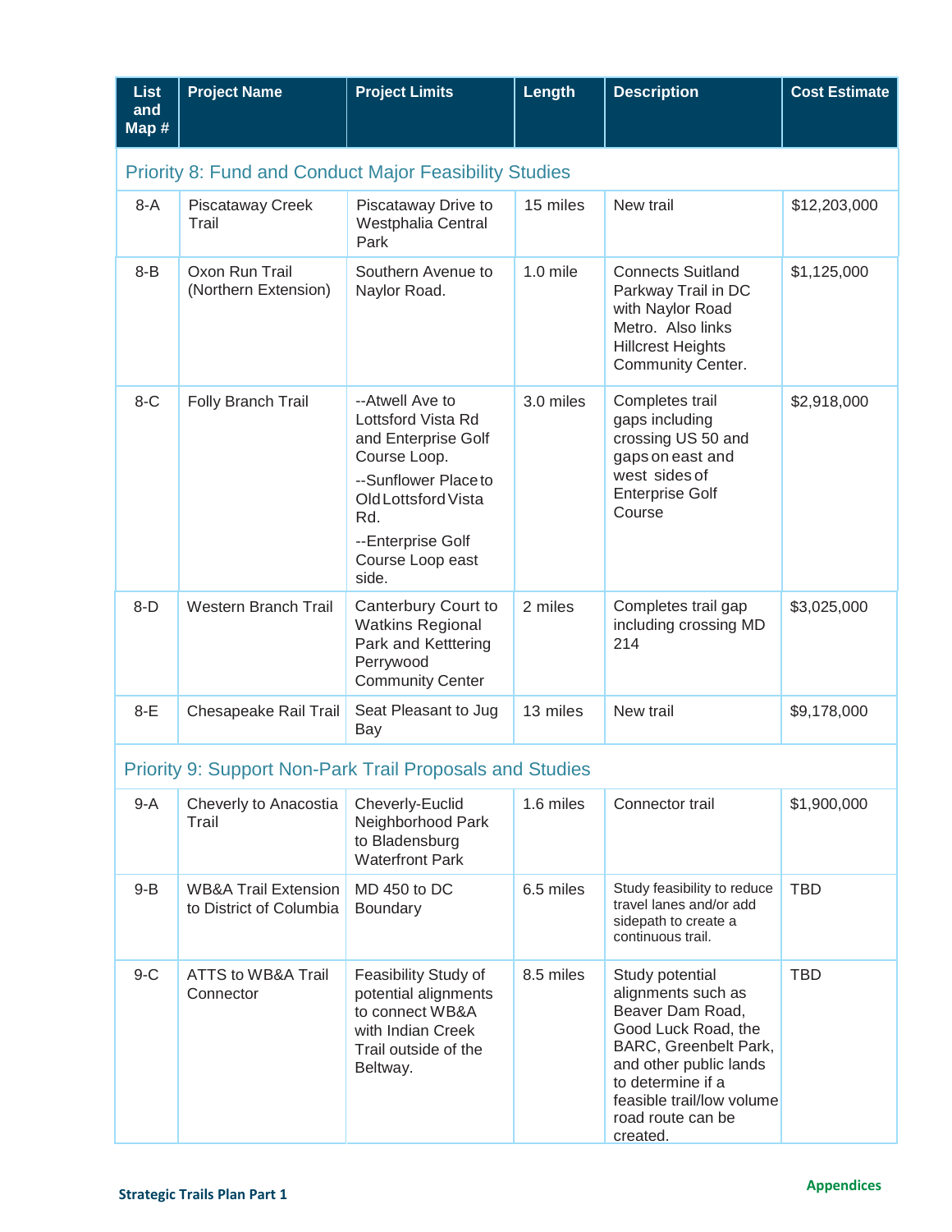| List and Map # | Project Name | Project Limits | Length | Description | Cost Estimate |
|---|---|---|---|---|---|
| **Priority 8: Fund and Conduct Major Feasibility Studies** | | | | | |
| 8-A | Piscataway Creek Trail | Piscataway Drive to Westphalia Central Park | 15 miles | New trail | $12,203,000 |
| 8-B | Oxon Run Trail (Northern Extension) | Southern Avenue to Naylor Road. | 1.0 mile | Connects Suitland Parkway Trail in DC with Naylor Road Metro. Also links Hillcrest Heights Community Center. | $1,125,000 |
| 8-C | Folly Branch Trail | --Atwell Ave to Lottsford Vista Rd and Enterprise Golf Course Loop.<br>--Sunflower Place to Old Lottsford Vista Rd.<br>--Enterprise Golf Course Loop east side. | 3.0 miles | Completes trail gaps including crossing US 50 and gaps on east and west sides of Enterprise Golf Course | $2,918,000 |
| 8-D | Western Branch Trail | Canterbury Court to Watkins Regional Park and Ketttering Perrywood Community Center | 2 miles | Completes trail gap including crossing MD 214 | $3,025,000 |
| 8-E | Chesapeake Rail Trail | Seat Pleasant to Jug Bay | 13 miles | New trail | $9,178,000 |
| **Priority 9: Support Non-Park Trail Proposals and Studies** | | | | | |
| 9-A | Cheverly to Anacostia Trail | Cheverly-Euclid Neighborhood Park to Bladensburg Waterfront Park | 1.6 miles | Connector trail | $1,900,000 |
| 9-B | WB&A Trail Extension to District of Columbia | MD 450 to DC Boundary | 6.5 miles | Study feasibility to reduce travel lanes and/or add sidepath to create a continuous trail. | TBD |
| 9-C | ATTS to WB&A Trail Connector | Feasibility Study of potential alignments to connect WB&A with Indian Creek Trail outside of the Beltway. | 8.5 miles | Study potential alignments such as Beaver Dam Road, Good Luck Road, the BARC, Greenbelt Park, and other public lands to determine if a feasible trail/low volume road route can be created. | TBD |